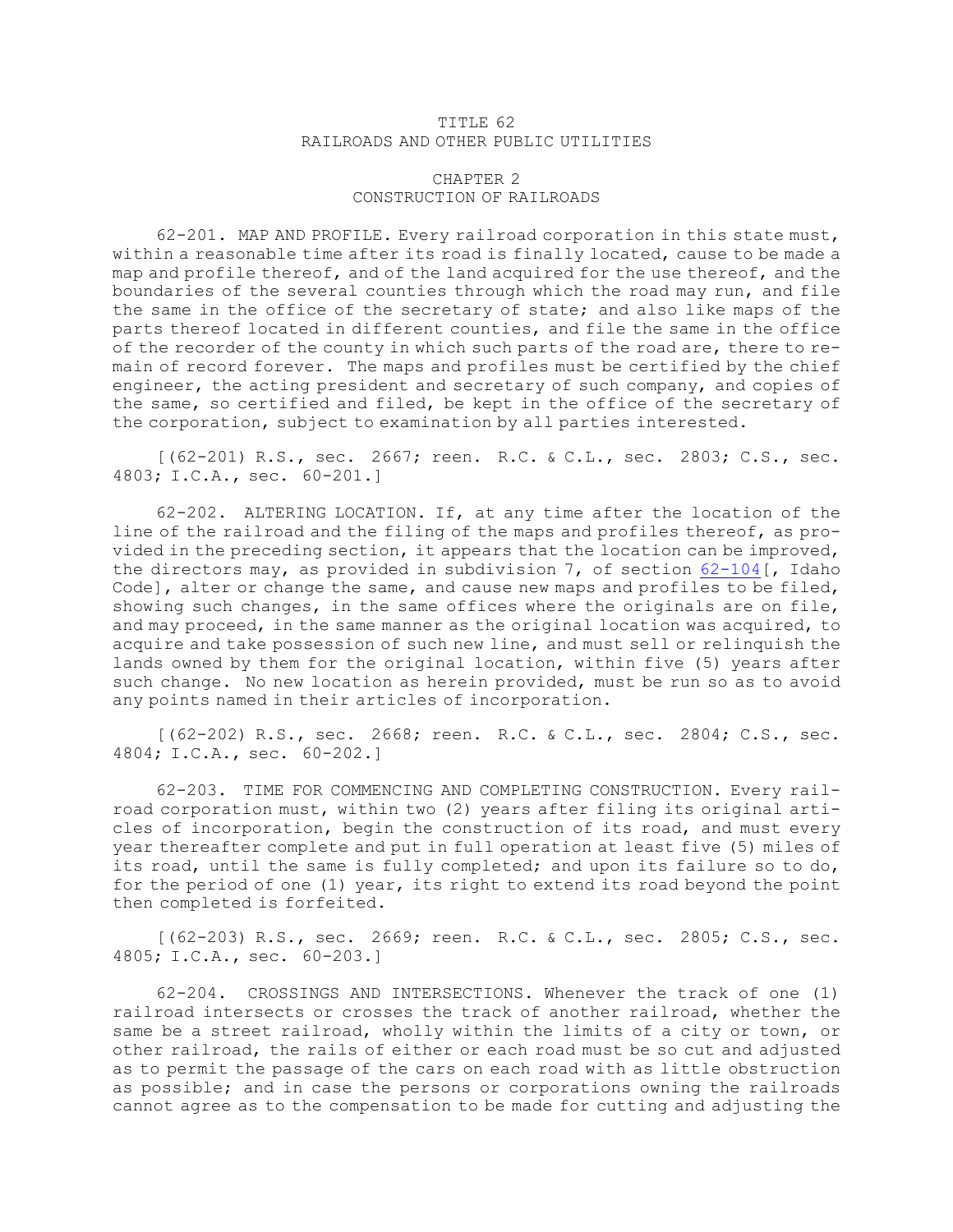# TITLE 62
# RAILROADS AND OTHER PUBLIC UTILITIES

## CHAPTER 2
## CONSTRUCTION OF RAILROADS

62-201. MAP AND PROFILE. Every railroad corporation in this state must, within a reasonable time after its road is finally located, cause to be made a map and profile thereof, and of the land acquired for the use thereof, and the boundaries of the several counties through which the road may run, and file the same in the office of the secretary of state; and also like maps of the parts thereof located in different counties, and file the same in the office of the recorder of the county in which such parts of the road are, there to remain of record forever. The maps and profiles must be certified by the chief engineer, the acting president and secretary of such company, and copies of the same, so certified and filed, be kept in the office of the secretary of the corporation, subject to examination by all parties interested.

[(62-201) R.S., sec. 2667; reen. R.C. & C.L., sec. 2803; C.S., sec. 4803; I.C.A., sec. 60-201.]

62-202. ALTERING LOCATION. If, at any time after the location of the line of the railroad and the filing of the maps and profiles thereof, as provided in the preceding section, it appears that the location can be improved, the directors may, as provided in subdivision 7, of section 62-104[, Idaho Code], alter or change the same, and cause new maps and profiles to be filed, showing such changes, in the same offices where the originals are on file, and may proceed, in the same manner as the original location was acquired, to acquire and take possession of such new line, and must sell or relinquish the lands owned by them for the original location, within five (5) years after such change. No new location as herein provided, must be run so as to avoid any points named in their articles of incorporation.

[(62-202) R.S., sec. 2668; reen. R.C. & C.L., sec. 2804; C.S., sec. 4804; I.C.A., sec. 60-202.]

62-203. TIME FOR COMMENCING AND COMPLETING CONSTRUCTION. Every railroad corporation must, within two (2) years after filing its original articles of incorporation, begin the construction of its road, and must every year thereafter complete and put in full operation at least five (5) miles of its road, until the same is fully completed; and upon its failure so to do, for the period of one (1) year, its right to extend its road beyond the point then completed is forfeited.

[(62-203) R.S., sec. 2669; reen. R.C. & C.L., sec. 2805; C.S., sec. 4805; I.C.A., sec. 60-203.]

62-204. CROSSINGS AND INTERSECTIONS. Whenever the track of one (1) railroad intersects or crosses the track of another railroad, whether the same be a street railroad, wholly within the limits of a city or town, or other railroad, the rails of either or each road must be so cut and adjusted as to permit the passage of the cars on each road with as little obstruction as possible; and in case the persons or corporations owning the railroads cannot agree as to the compensation to be made for cutting and adjusting the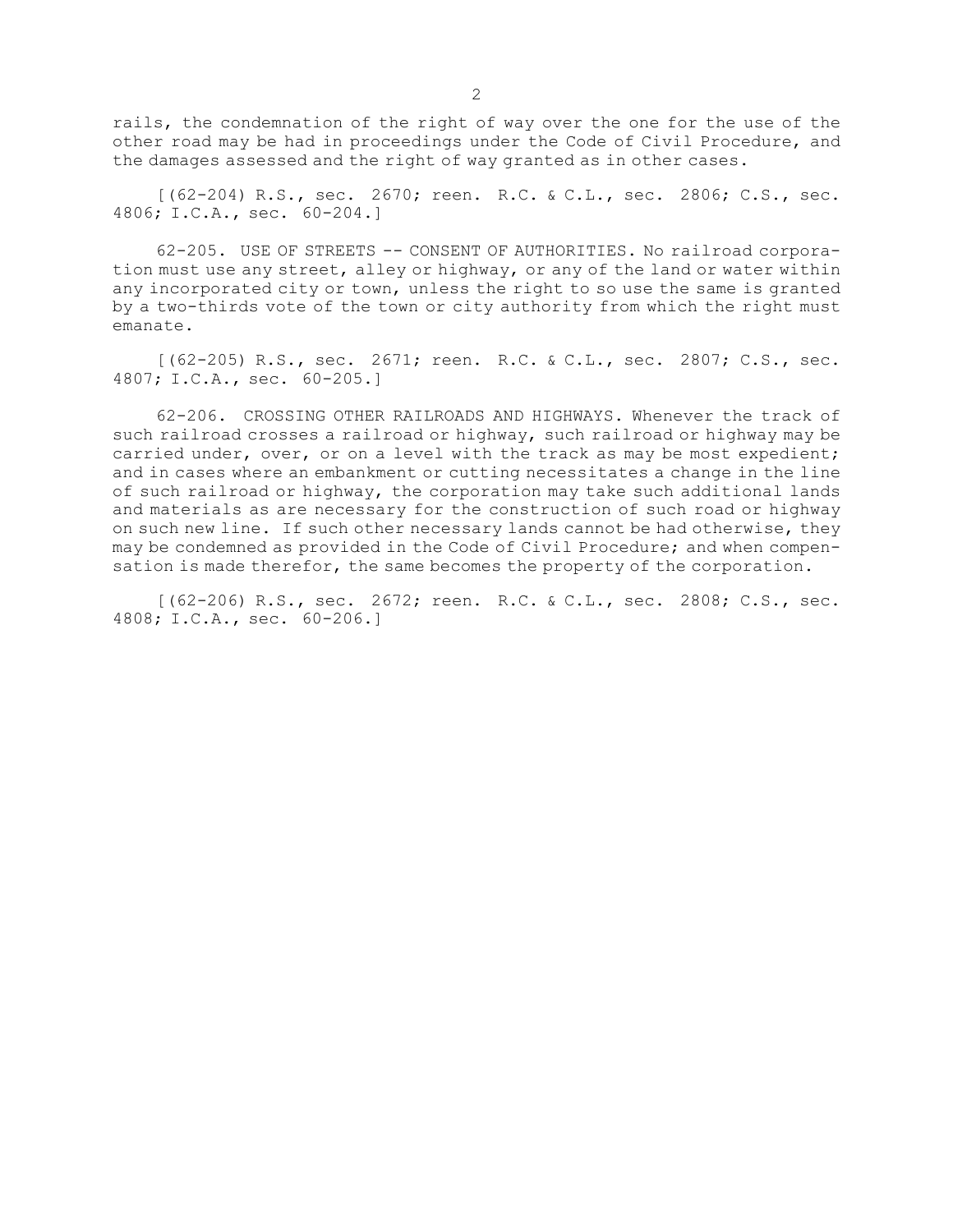rails, the condemnation of the right of way over the one for the use of the other road may be had in proceedings under the Code of Civil Procedure, and the damages assessed and the right of way granted as in other cases.

[(62-204) R.S., sec. 2670; reen. R.C. & C.L., sec. 2806; C.S., sec. 4806; I.C.A., sec. 60-204.]

62-205. USE OF STREETS -- CONSENT OF AUTHORITIES. No railroad corporation must use any street, alley or highway, or any of the land or water within any incorporated city or town, unless the right to so use the same is granted by a two-thirds vote of the town or city authority from which the right must emanate.

[(62-205) R.S., sec. 2671; reen. R.C. & C.L., sec. 2807; C.S., sec. 4807; I.C.A., sec. 60-205.]

62-206. CROSSING OTHER RAILROADS AND HIGHWAYS. Whenever the track of such railroad crosses a railroad or highway, such railroad or highway may be carried under, over, or on a level with the track as may be most expedient; and in cases where an embankment or cutting necessitates a change in the line of such railroad or highway, the corporation may take such additional lands and materials as are necessary for the construction of such road or highway on such new line. If such other necessary lands cannot be had otherwise, they may be condemned as provided in the Code of Civil Procedure; and when compensation is made therefor, the same becomes the property of the corporation.

[(62-206) R.S., sec. 2672; reen. R.C. & C.L., sec. 2808; C.S., sec. 4808; I.C.A., sec. 60-206.]